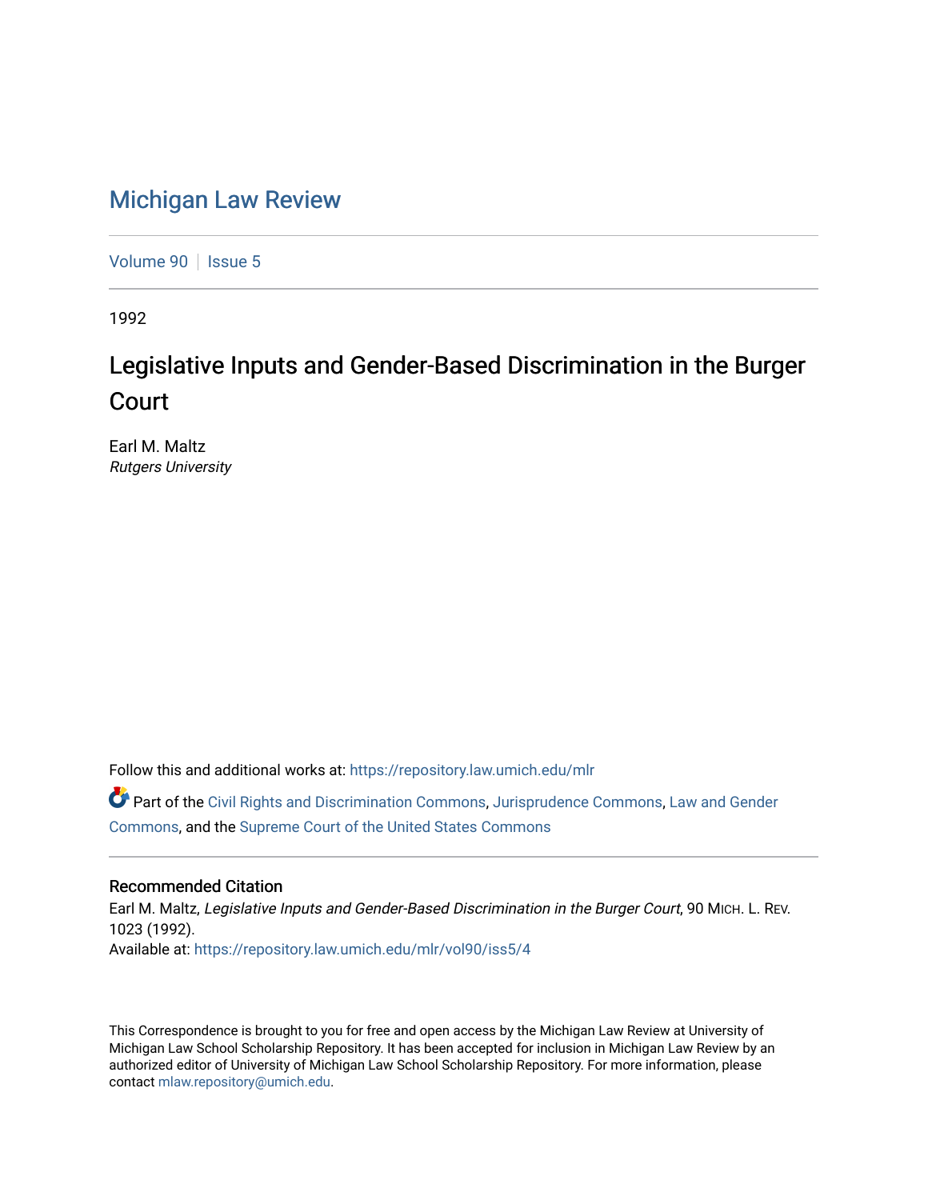# Michigan Law Review

Volume 90 | Issue 5

1992

## Legislative Inputs and Gender-Based Discrimination in the Burger Court

Earl M. Maltz
*Rutgers University*

Follow this and additional works at: https://repository.law.umich.edu/mlr

Part of the Civil Rights and Discrimination Commons, Jurisprudence Commons, Law and Gender Commons, and the Supreme Court of the United States Commons

### Recommended Citation

Earl M. Maltz, *Legislative Inputs and Gender-Based Discrimination in the Burger Court*, 90 MICH. L. REV. 1023 (1992).
Available at: https://repository.law.umich.edu/mlr/vol90/iss5/4

This Correspondence is brought to you for free and open access by the Michigan Law Review at University of Michigan Law School Scholarship Repository. It has been accepted for inclusion in Michigan Law Review by an authorized editor of University of Michigan Law School Scholarship Repository. For more information, please contact mlaw.repository@umich.edu.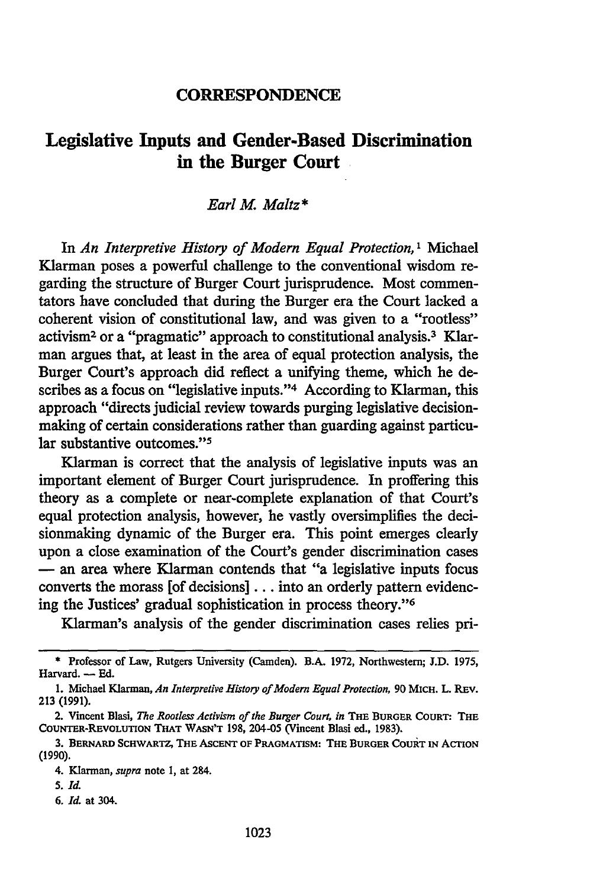# CORRESPONDENCE

## Legislative Inputs and Gender-Based Discrimination in the Burger Court

*Earl M. Maltz**

In *An Interpretive History of Modern Equal Protection,*[1] Michael Klarman poses a powerful challenge to the conventional wisdom regarding the structure of Burger Court jurisprudence. Most commentators have concluded that during the Burger era the Court lacked a coherent vision of constitutional law, and was given to a "rootless" activism[2] or a "pragmatic" approach to constitutional analysis.[3] Klarman argues that, at least in the area of equal protection analysis, the Burger Court's approach did reflect a unifying theme, which he describes as a focus on "legislative inputs."[4] According to Klarman, this approach "directs judicial review towards purging legislative decisionmaking of certain considerations rather than guarding against particular substantive outcomes."[5]

Klarman is correct that the analysis of legislative inputs was an important element of Burger Court jurisprudence. In proffering this theory as a complete or near-complete explanation of that Court's equal protection analysis, however, he vastly oversimplifies the decisionmaking dynamic of the Burger era. This point emerges clearly upon a close examination of the Court's gender discrimination cases — an area where Klarman contends that "a legislative inputs focus converts the morass [of decisions] . . . into an orderly pattern evidencing the Justices' gradual sophistication in process theory."[6]

Klarman's analysis of the gender discrimination cases relies pri-

---

\* Professor of Law, Rutgers University (Camden). B.A. 1972, Northwestern; J.D. 1975, Harvard. — Ed.

1. Michael Klarman, *An Interpretive History of Modern Equal Protection,* 90 MICH. L. REV. 213 (1991).

2. Vincent Blasi, *The Rootless Activism of the Burger Court, in* THE BURGER COURT: THE COUNTER-REVOLUTION THAT WASN'T 198, 204-05 (Vincent Blasi ed., 1983).

3. BERNARD SCHWARTZ, THE ASCENT OF PRAGMATISM: THE BURGER COURT IN ACTION (1990).

4. Klarman, *supra* note 1, at 284.

5. *Id.*

6. *Id.* at 304.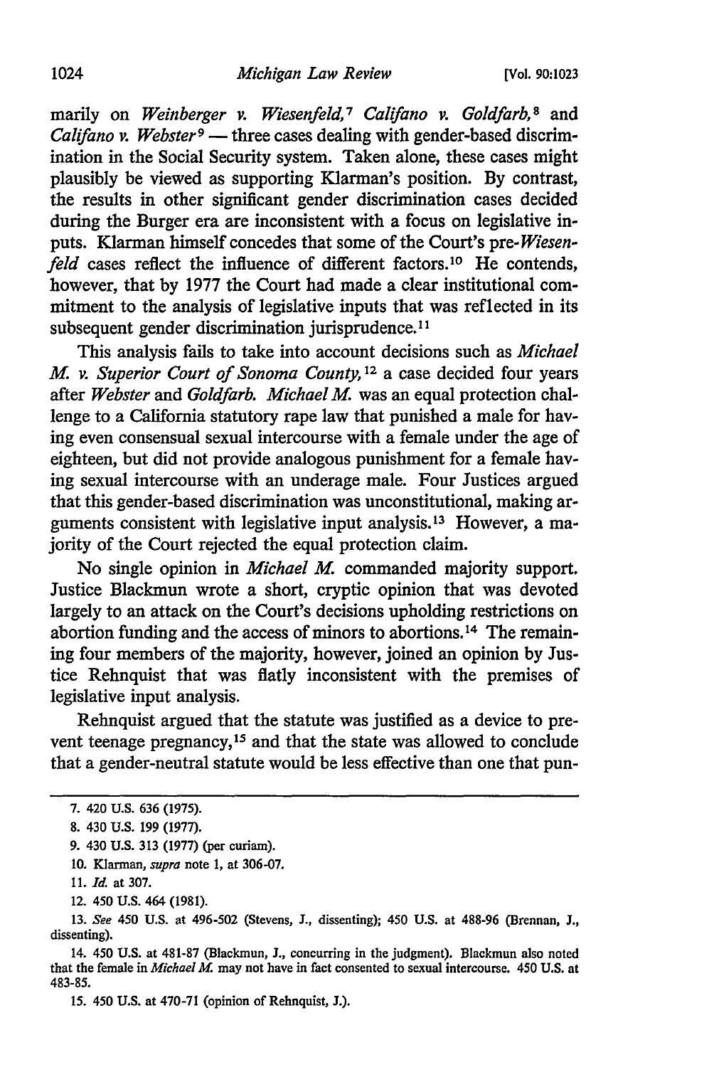marily on *Weinberger v. Wiesenfeld,*[7] *Califano v. Goldfarb,*[8] and *Califano v. Webster*[9] — three cases dealing with gender-based discrimination in the Social Security system. Taken alone, these cases might plausibly be viewed as supporting Klarman's position. By contrast, the results in other significant gender discrimination cases decided during the Burger era are inconsistent with a focus on legislative inputs. Klarman himself concedes that some of the Court's pre-*Wiesenfeld* cases reflect the influence of different factors.[10] He contends, however, that by 1977 the Court had made a clear institutional commitment to the analysis of legislative inputs that was reflected in its subsequent gender discrimination jurisprudence.[11]

This analysis fails to take into account decisions such as *Michael M. v. Superior Court of Sonoma County,*[12] a case decided four years after *Webster* and *Goldfarb. Michael M.* was an equal protection challenge to a California statutory rape law that punished a male for having even consensual sexual intercourse with a female under the age of eighteen, but did not provide analogous punishment for a female having sexual intercourse with an underage male. Four Justices argued that this gender-based discrimination was unconstitutional, making arguments consistent with legislative input analysis.[13] However, a majority of the Court rejected the equal protection claim.

No single opinion in *Michael M.* commanded majority support. Justice Blackmun wrote a short, cryptic opinion that was devoted largely to an attack on the Court's decisions upholding restrictions on abortion funding and the access of minors to abortions.[14] The remaining four members of the majority, however, joined an opinion by Justice Rehnquist that was flatly inconsistent with the premises of legislative input analysis.

Rehnquist argued that the statute was justified as a device to prevent teenage pregnancy,[15] and that the state was allowed to conclude that a gender-neutral statute would be less effective than one that pun-

---

7. 420 U.S. 636 (1975).

8. 430 U.S. 199 (1977).

9. 430 U.S. 313 (1977) (per curiam).

10. Klarman, *supra* note 1, at 306-07.

11. *Id.* at 307.

12. 450 U.S. 464 (1981).

13. *See* 450 U.S. at 496-502 (Stevens, J., dissenting); 450 U.S. at 488-96 (Brennan, J., dissenting).

14. 450 U.S. at 481-87 (Blackmun, J., concurring in the judgment). Blackmun also noted that the female in *Michael M.* may not have in fact consented to sexual intercourse. 450 U.S. at 483-85.

15. 450 U.S. at 470-71 (opinion of Rehnquist, J.).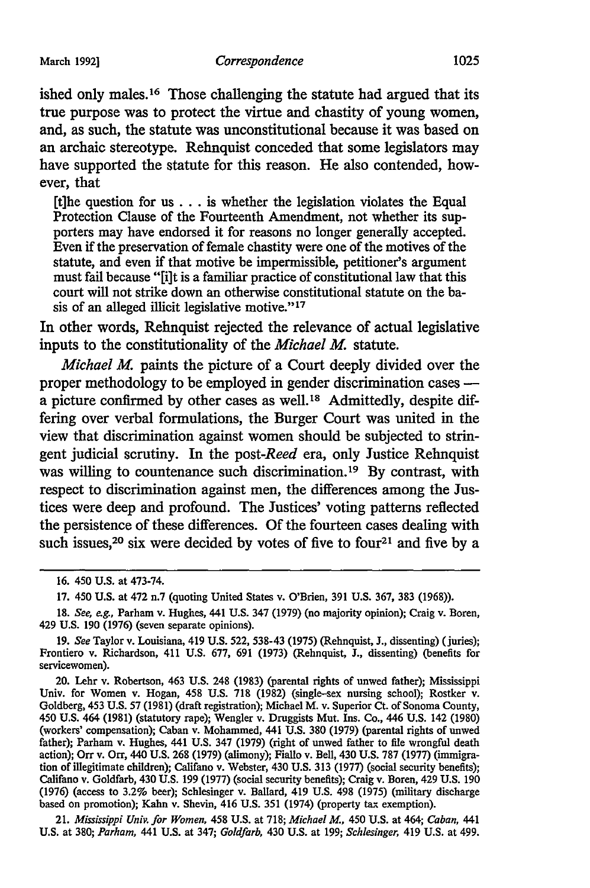ished only males.[16] Those challenging the statute had argued that its true purpose was to protect the virtue and chastity of young women, and, as such, the statute was unconstitutional because it was based on an archaic stereotype. Rehnquist conceded that some legislators may have supported the statute for this reason. He also contended, however, that

> [t]he question for us . . . is whether the legislation violates the Equal Protection Clause of the Fourteenth Amendment, not whether its supporters may have endorsed it for reasons no longer generally accepted. Even if the preservation of female chastity were one of the motives of the statute, and even if that motive be impermissible, petitioner's argument must fail because "[i]t is a familiar practice of constitutional law that this court will not strike down an otherwise constitutional statute on the basis of an alleged illicit legislative motive."[17]

In other words, Rehnquist rejected the relevance of actual legislative inputs to the constitutionality of the *Michael M.* statute.

*Michael M.* paints the picture of a Court deeply divided over the proper methodology to be employed in gender discrimination cases — a picture confirmed by other cases as well.[18] Admittedly, despite differing over verbal formulations, the Burger Court was united in the view that discrimination against women should be subjected to stringent judicial scrutiny. In the post-*Reed* era, only Justice Rehnquist was willing to countenance such discrimination.[19] By contrast, with respect to discrimination against men, the differences among the Justices were deep and profound. The Justices' voting patterns reflected the persistence of these differences. Of the fourteen cases dealing with such issues,[20] six were decided by votes of five to four[21] and five by a

---

16. 450 U.S. at 473-74.

17. 450 U.S. at 472 n.7 (quoting United States v. O'Brien, 391 U.S. 367, 383 (1968)).

18. *See, e.g.*, Parham v. Hughes, 441 U.S. 347 (1979) (no majority opinion); Craig v. Boren, 429 U.S. 190 (1976) (seven separate opinions).

19. *See* Taylor v. Louisiana, 419 U.S. 522, 538-43 (1975) (Rehnquist, J., dissenting) (juries); Frontiero v. Richardson, 411 U.S. 677, 691 (1973) (Rehnquist, J., dissenting) (benefits for servicewomen).

20. Lehr v. Robertson, 463 U.S. 248 (1983) (parental rights of unwed father); Mississippi Univ. for Women v. Hogan, 458 U.S. 718 (1982) (single-sex nursing school); Rostker v. Goldberg, 453 U.S. 57 (1981) (draft registration); Michael M. v. Superior Ct. of Sonoma County, 450 U.S. 464 (1981) (statutory rape); Wengler v. Druggists Mut. Ins. Co., 446 U.S. 142 (1980) (workers' compensation); Caban v. Mohammed, 441 U.S. 380 (1979) (parental rights of unwed father); Parham v. Hughes, 441 U.S. 347 (1979) (right of unwed father to file wrongful death action); Orr v. Orr, 440 U.S. 268 (1979) (alimony); Fiallo v. Bell, 430 U.S. 787 (1977) (immigration of illegitimate children); Califano v. Webster, 430 U.S. 313 (1977) (social security benefits); Califano v. Goldfarb, 430 U.S. 199 (1977) (social security benefits); Craig v. Boren, 429 U.S. 190 (1976) (access to 3.2% beer); Schlesinger v. Ballard, 419 U.S. 498 (1975) (military discharge based on promotion); Kahn v. Shevin, 416 U.S. 351 (1974) (property tax exemption).

21. *Mississippi Univ. for Women*, 458 U.S. at 718; *Michael M.*, 450 U.S. at 464; *Caban*, 441 U.S. at 380; *Parham*, 441 U.S. at 347; *Goldfarb*, 430 U.S. at 199; *Schlesinger*, 419 U.S. at 499.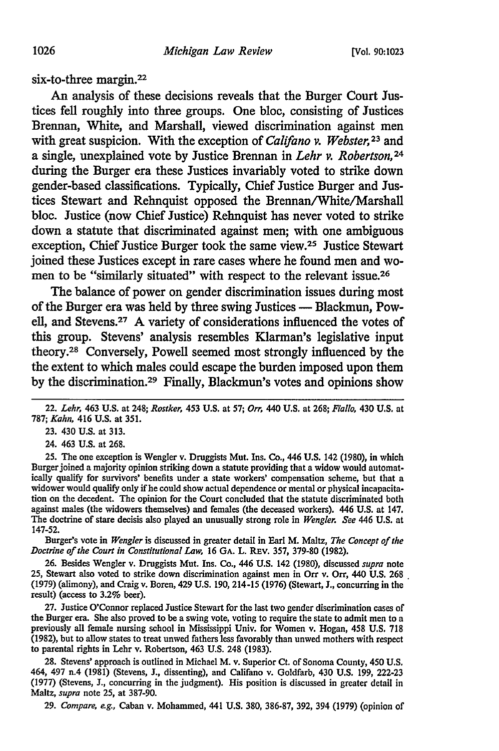six-to-three margin.[22]

An analysis of these decisions reveals that the Burger Court Justices fell roughly into three groups. One bloc, consisting of Justices Brennan, White, and Marshall, viewed discrimination against men with great suspicion. With the exception of *Califano v. Webster,*[23] and a single, unexplained vote by Justice Brennan in *Lehr v. Robertson,*[24] during the Burger era these Justices invariably voted to strike down gender-based classifications. Typically, Chief Justice Burger and Justices Stewart and Rehnquist opposed the Brennan/White/Marshall bloc. Justice (now Chief Justice) Rehnquist has never voted to strike down a statute that discriminated against men; with one ambiguous exception, Chief Justice Burger took the same view.[25] Justice Stewart joined these Justices except in rare cases where he found men and women to be "similarly situated" with respect to the relevant issue.[26]

The balance of power on gender discrimination issues during most of the Burger era was held by three swing Justices — Blackmun, Powell, and Stevens.[27] A variety of considerations influenced the votes of this group. Stevens' analysis resembles Klarman's legislative input theory.[28] Conversely, Powell seemed most strongly influenced by the the extent to which males could escape the burden imposed upon them by the discrimination.[29] Finally, Blackmun's votes and opinions show

---

22. *Lehr,* 463 U.S. at 248; *Rostker,* 453 U.S. at 57; *Orr,* 440 U.S. at 268; *Fiallo,* 430 U.S. at 787; *Kahn,* 416 U.S. at 351.

23. 430 U.S. at 313.

24. 463 U.S. at 268.

25. The one exception is Wengler v. Druggists Mut. Ins. Co., 446 U.S. 142 (1980), in which Burger joined a majority opinion striking down a statute providing that a widow would automatically qualify for survivors' benefits under a state workers' compensation scheme, but that a widower would qualify only if he could show actual dependence or mental or physical incapacitation on the decedent. The opinion for the Court concluded that the statute discriminated both against males (the widowers themselves) and females (the deceased workers). 446 U.S. at 147. The doctrine of stare decisis also played an unusually strong role in *Wengler. See* 446 U.S. at 147-52.

Burger's vote in *Wengler* is discussed in greater detail in Earl M. Maltz, *The Concept of the Doctrine of the Court in Constitutional Law,* 16 GA. L. REV. 357, 379-80 (1982).

26. Besides Wengler v. Druggists Mut. Ins. Co., 446 U.S. 142 (1980), discussed *supra* note 25, Stewart also voted to strike down discrimination against men in Orr v. Orr, 440 U.S. 268 (1979) (alimony), and Craig v. Boren, 429 U.S. 190, 214-15 (1976) (Stewart, J., concurring in the result) (access to 3.2% beer).

27. Justice O'Connor replaced Justice Stewart for the last two gender discrimination cases of the Burger era. She also proved to be a swing vote, voting to require the state to admit men to a previously all female nursing school in Mississippi Univ. for Women v. Hogan, 458 U.S. 718 (1982), but to allow states to treat unwed fathers less favorably than unwed mothers with respect to parental rights in Lehr v. Robertson, 463 U.S. 248 (1983).

28. Stevens' approach is outlined in Michael M. v. Superior Ct. of Sonoma County, 450 U.S. 464, 497 n.4 (1981) (Stevens, J., dissenting), and Califano v. Goldfarb, 430 U.S. 199, 222-23 (1977) (Stevens, J., concurring in the judgment). His position is discussed in greater detail in Maltz, *supra* note 25, at 387-90.

29. *Compare, e.g.,* Caban v. Mohammed, 441 U.S. 380, 386-87, 392, 394 (1979) (opinion of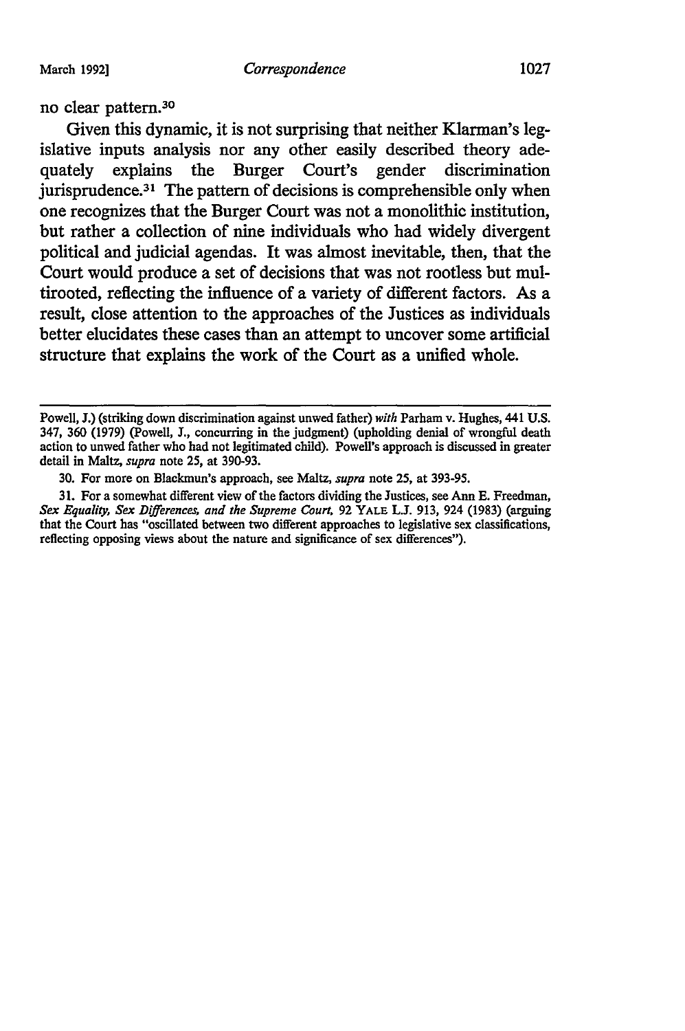no clear pattern.[30]

Given this dynamic, it is not surprising that neither Klarman's legislative inputs analysis nor any other easily described theory adequately explains the Burger Court's gender discrimination jurisprudence.[31] The pattern of decisions is comprehensible only when one recognizes that the Burger Court was not a monolithic institution, but rather a collection of nine individuals who had widely divergent political and judicial agendas. It was almost inevitable, then, that the Court would produce a set of decisions that was not rootless but multirooted, reflecting the influence of a variety of different factors. As a result, close attention to the approaches of the Justices as individuals better elucidates these cases than an attempt to uncover some artificial structure that explains the work of the Court as a unified whole.

---

Powell, J.) (striking down discrimination against unwed father) *with* Parham v. Hughes, 441 U.S. 347, 360 (1979) (Powell, J., concurring in the judgment) (upholding denial of wrongful death action to unwed father who had not legitimated child). Powell's approach is discussed in greater detail in Maltz, *supra* note 25, at 390-93.

30. For more on Blackmun's approach, see Maltz, *supra* note 25, at 393-95.

31. For a somewhat different view of the factors dividing the Justices, see Ann E. Freedman, *Sex Equality, Sex Differences, and the Supreme Court*, 92 YALE L.J. 913, 924 (1983) (arguing that the Court has "oscillated between two different approaches to legislative sex classifications, reflecting opposing views about the nature and significance of sex differences").